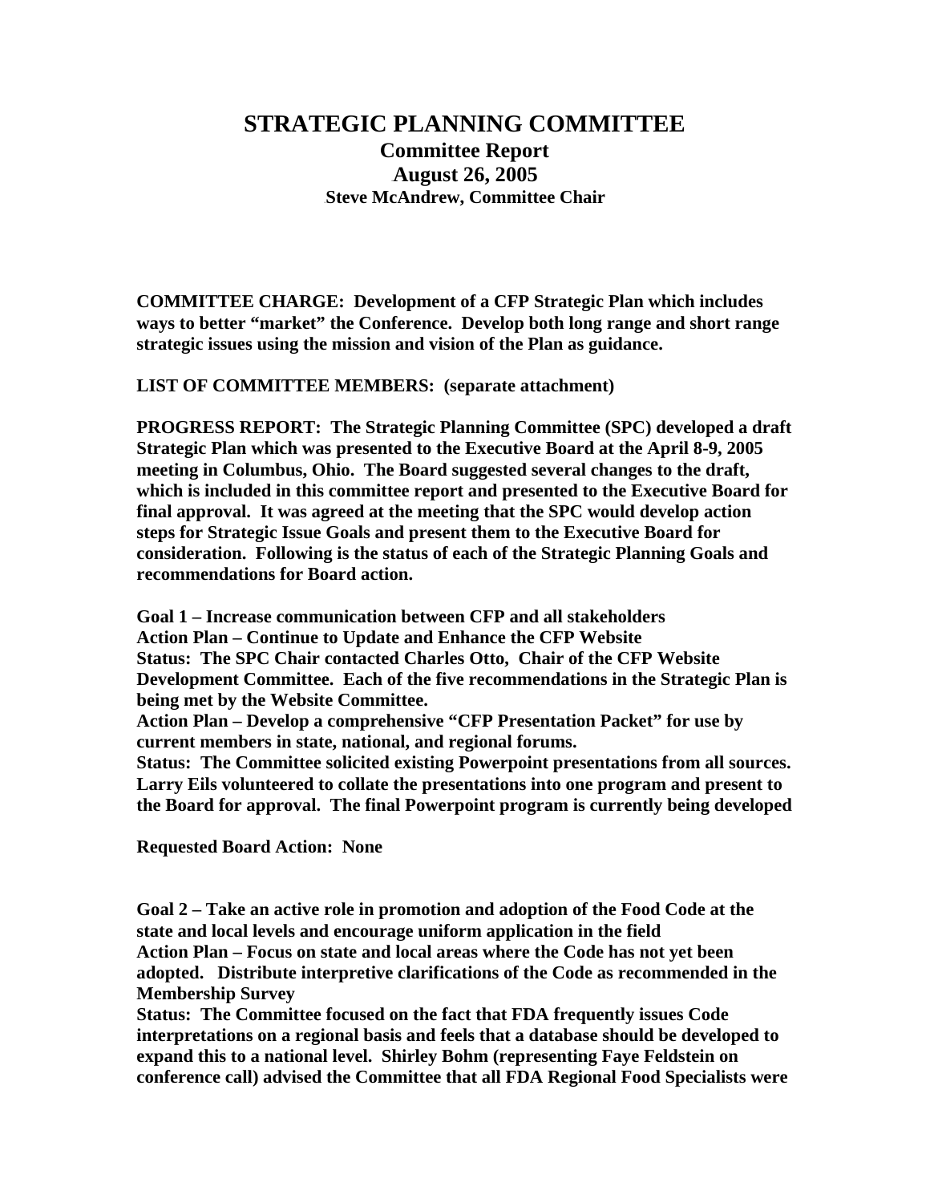# STRATEGIC PLANNING COMMITTEE

## Committee Report

### August 26, 2005

**Steve McAndrew, Committee Chair**

**COMMITTEE CHARGE: Development of a CFP Strategic Plan which includes ways to better "market" the Conference. Develop both long range and short range strategic issues using the mission and vision of the Plan as guidance.**

**LIST OF COMMITTEE MEMBERS: (separate attachment)**

**PROGRESS REPORT: The Strategic Planning Committee (SPC) developed a draft Strategic Plan which was presented to the Executive Board at the April 8-9, 2005 meeting in Columbus, Ohio. The Board suggested several changes to the draft, which is included in this committee report and presented to the Executive Board for final approval. It was agreed at the meeting that the SPC would develop action steps for Strategic Issue Goals and present them to the Executive Board for consideration. Following is the status of each of the Strategic Planning Goals and recommendations for Board action.**

**Goal 1 – Increase communication between CFP and all stakeholders**
**Action Plan – Continue to Update and Enhance the CFP Website**
**Status: The SPC Chair contacted Charles Otto, Chair of the CFP Website Development Committee. Each of the five recommendations in the Strategic Plan is being met by the Website Committee.**
**Action Plan – Develop a comprehensive "CFP Presentation Packet" for use by current members in state, national, and regional forums.**
**Status: The Committee solicited existing Powerpoint presentations from all sources. Larry Eils volunteered to collate the presentations into one program and present to the Board for approval. The final Powerpoint program is currently being developed**

**Requested Board Action: None**

**Goal 2 – Take an active role in promotion and adoption of the Food Code at the state and local levels and encourage uniform application in the field**
**Action Plan – Focus on state and local areas where the Code has not yet been adopted. Distribute interpretive clarifications of the Code as recommended in the Membership Survey**
**Status: The Committee focused on the fact that FDA frequently issues Code interpretations on a regional basis and feels that a database should be developed to expand this to a national level. Shirley Bohm (representing Faye Feldstein on conference call) advised the Committee that all FDA Regional Food Specialists were**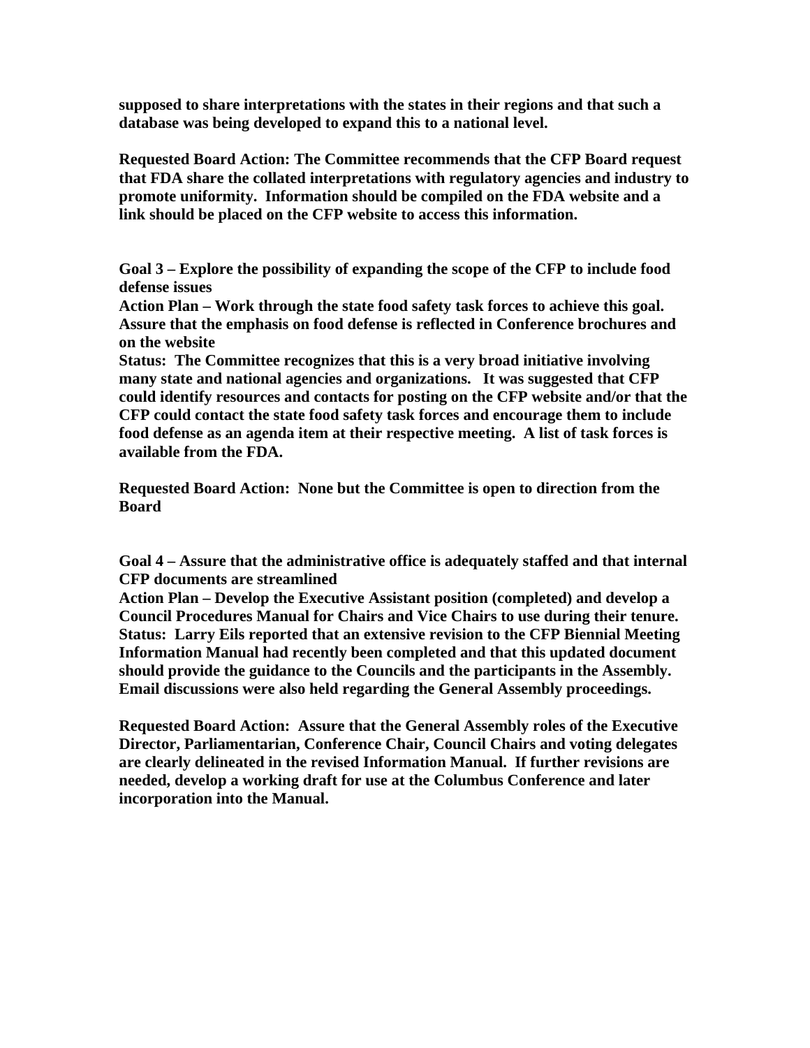**supposed to share interpretations with the states in their regions and that such a database was being developed to expand this to a national level.**

**Requested Board Action: The Committee recommends that the CFP Board request that FDA share the collated interpretations with regulatory agencies and industry to promote uniformity. Information should be compiled on the FDA website and a link should be placed on the CFP website to access this information.**

**Goal 3 – Explore the possibility of expanding the scope of the CFP to include food defense issues**
**Action Plan – Work through the state food safety task forces to achieve this goal. Assure that the emphasis on food defense is reflected in Conference brochures and on the website**
**Status: The Committee recognizes that this is a very broad initiative involving many state and national agencies and organizations. It was suggested that CFP could identify resources and contacts for posting on the CFP website and/or that the CFP could contact the state food safety task forces and encourage them to include food defense as an agenda item at their respective meeting. A list of task forces is available from the FDA.**

**Requested Board Action: None but the Committee is open to direction from the Board**

**Goal 4 – Assure that the administrative office is adequately staffed and that internal CFP documents are streamlined**
**Action Plan – Develop the Executive Assistant position (completed) and develop a Council Procedures Manual for Chairs and Vice Chairs to use during their tenure.**
**Status: Larry Eils reported that an extensive revision to the CFP Biennial Meeting Information Manual had recently been completed and that this updated document should provide the guidance to the Councils and the participants in the Assembly. Email discussions were also held regarding the General Assembly proceedings.**

**Requested Board Action: Assure that the General Assembly roles of the Executive Director, Parliamentarian, Conference Chair, Council Chairs and voting delegates are clearly delineated in the revised Information Manual. If further revisions are needed, develop a working draft for use at the Columbus Conference and later incorporation into the Manual.**